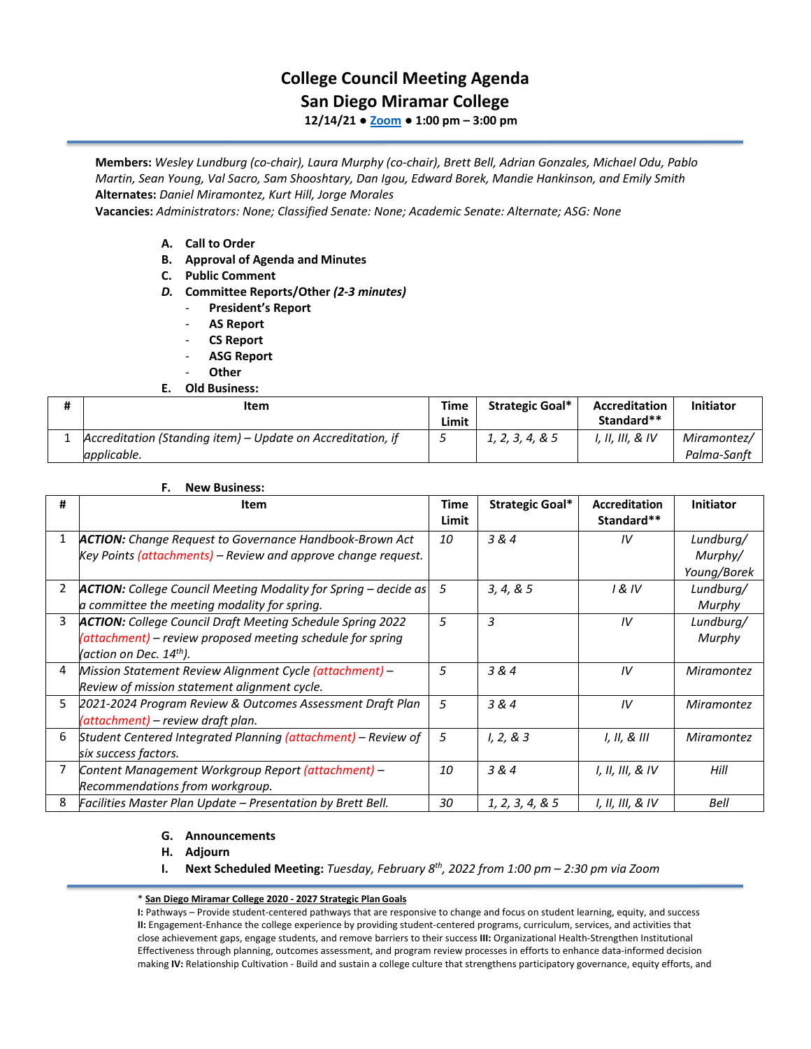# College Council Meeting Agenda
## San Diego Miramar College
**12/14/21 ● Zoom ● 1:00 pm – 3:00 pm**

**Members:** *Wesley Lundburg (co-chair), Laura Murphy (co-chair), Brett Bell, Adrian Gonzales, Michael Odu, Pablo Martin, Sean Young, Val Sacro, Sam Shooshtary, Dan Igou, Edward Borek, Mandie Hankinson, and Emily Smith*
**Alternates:** *Daniel Miramontez, Kurt Hill, Jorge Morales*
**Vacancies:** *Administrators: None; Classified Senate: None; Academic Senate: Alternate; ASG: None*

**A. Call to Order**
**B. Approval of Agenda and Minutes**
**C. Public Comment**
***D. Committee Reports/Other (2-3 minutes)***
- **President's Report**
- **AS Report**
- **CS Report**
- **ASG Report**
- **Other**

**E. Old Business:**

| # | Item | Time Limit | Strategic Goal* | Accreditation Standard** | Initiator |
|---|---|---|---|---|---|
| 1 | *Accreditation (Standing item) – Update on Accreditation, if applicable.* | *5* | *1, 2, 3, 4, & 5* | *I, II, III, & IV* | *Miramontez/ Palma-Sanft* |

**F. New Business:**

| # | Item | Time Limit | Strategic Goal* | Accreditation Standard** | Initiator |
|---|---|---|---|---|---|
| 1 | ***ACTION:*** *Change Request to Governance Handbook-Brown Act Key Points (attachments) – Review and approve change request.* | *10* | *3 & 4* | *IV* | *Lundburg/ Murphy/ Young/Borek* |
| 2 | ***ACTION:*** *College Council Meeting Modality for Spring – decide as a committee the meeting modality for spring.* | *5* | *3, 4, & 5* | *I & IV* | *Lundburg/ Murphy* |
| 3 | ***ACTION:*** *College Council Draft Meeting Schedule Spring 2022 (attachment) – review proposed meeting schedule for spring (action on Dec. 14th).* | *5* | *3* | *IV* | *Lundburg/ Murphy* |
| 4 | *Mission Statement Review Alignment Cycle (attachment) – Review of mission statement alignment cycle.* | *5* | *3 & 4* | *IV* | *Miramontez* |
| 5 | *2021-2024 Program Review & Outcomes Assessment Draft Plan (attachment) – review draft plan.* | *5* | *3 & 4* | *IV* | *Miramontez* |
| 6 | *Student Centered Integrated Planning (attachment) – Review of six success factors.* | *5* | *I, 2, & 3* | *I, II, & III* | *Miramontez* |
| 7 | *Content Management Workgroup Report (attachment) – Recommendations from workgroup.* | *10* | *3 & 4* | *I, II, III, & IV* | *Hill* |
| 8 | *Facilities Master Plan Update – Presentation by Brett Bell.* | *30* | *1, 2, 3, 4, & 5* | *I, II, III, & IV* | *Bell* |

**G. Announcements**
**H. Adjourn**
**I. Next Scheduled Meeting:** *Tuesday, February 8th, 2022 from 1:00 pm – 2:30 pm via Zoom*

\* **San Diego Miramar College 2020 - 2027 Strategic Plan Goals**
**I:** Pathways – Provide student-centered pathways that are responsive to change and focus on student learning, equity, and success **II:** Engagement-Enhance the college experience by providing student-centered programs, curriculum, services, and activities that close achievement gaps, engage students, and remove barriers to their success **III:** Organizational Health-Strengthen Institutional Effectiveness through planning, outcomes assessment, and program review processes in efforts to enhance data-informed decision making **IV:** Relationship Cultivation - Build and sustain a college culture that strengthens participatory governance, equity efforts, and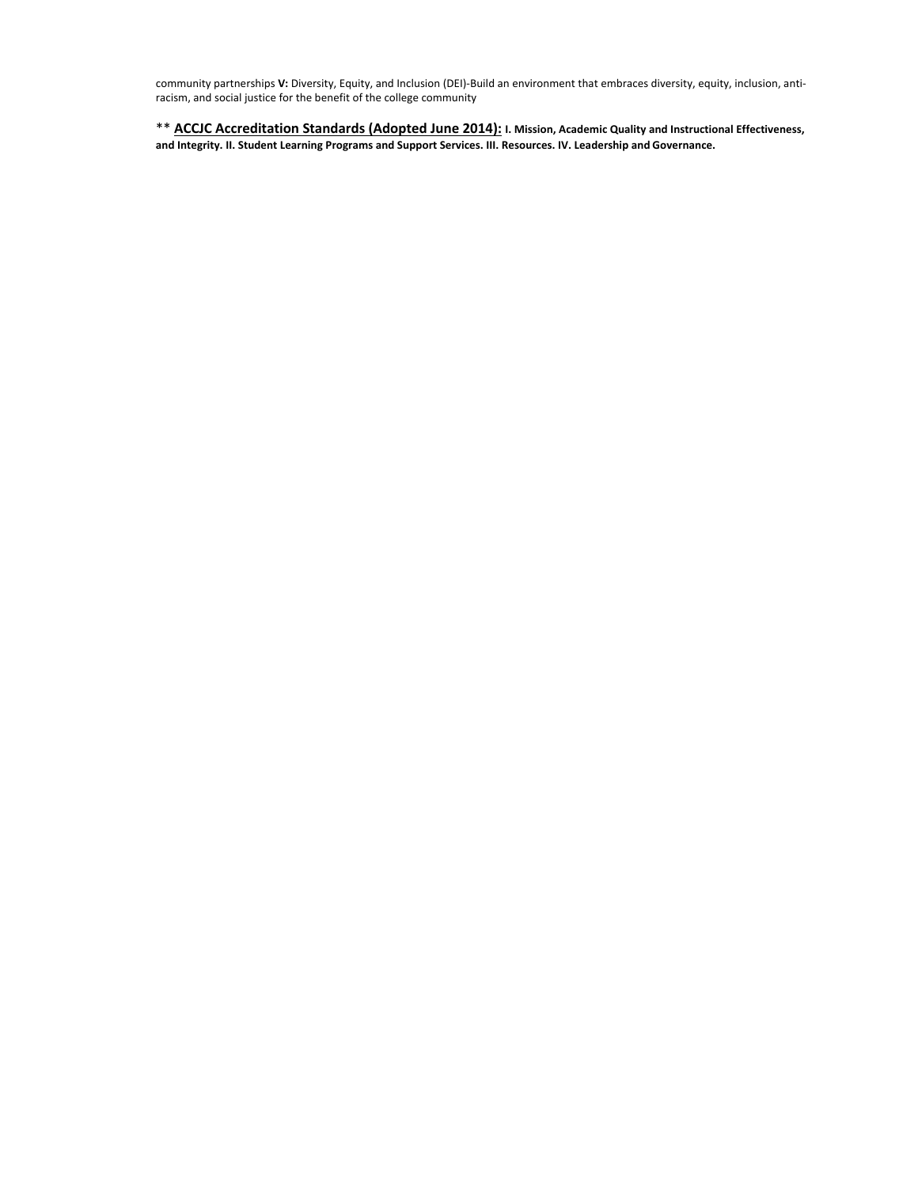community partnerships **V:** Diversity, Equity, and Inclusion (DEI)-Build an environment that embraces diversity, equity, inclusion, anti-racism, and social justice for the benefit of the college community

** **ACCJC Accreditation Standards (Adopted June 2014): I. Mission, Academic Quality and Instructional Effectiveness, and Integrity. II. Student Learning Programs and Support Services. III. Resources. IV. Leadership and Governance.**